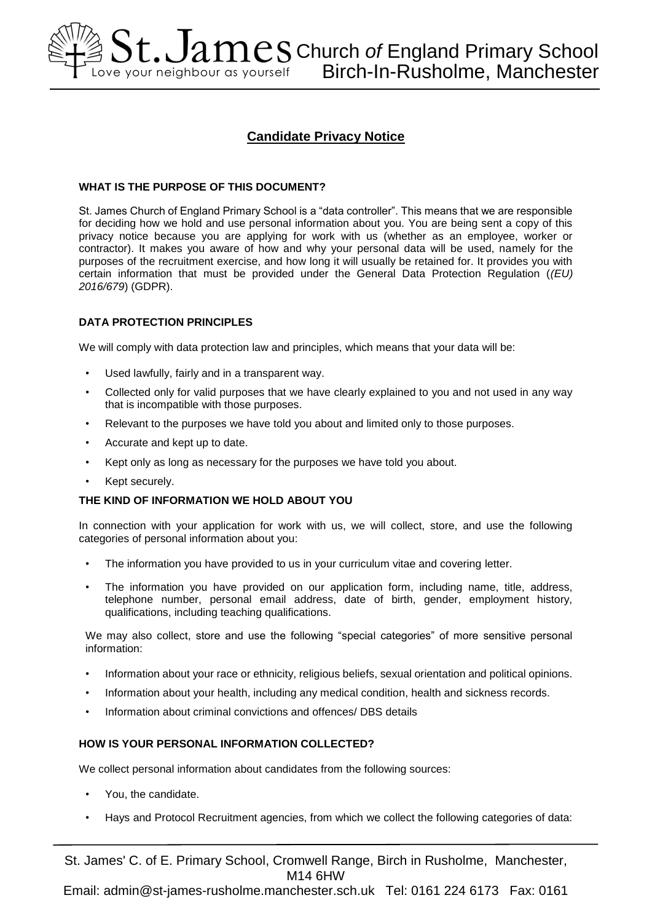## Candidate Privacy Notice

**WHAT IS THE PURPOSE OF THIS DOCUMENT?**

St. James Church of England Primary School is a "data controller". This means that we are responsible for deciding how we hold and use personal information about you. You are being sent a copy of this privacy notice because you are applying for work with us (whether as an employee, worker or contractor). It makes you aware of how and why your personal data will be used, namely for the purposes of the recruitment exercise, and how long it will usually be retained for. It provides you with certain information that must be provided under the General Data Protection Regulation (*(EU) 2016/679*) (GDPR).

**DATA PROTECTION PRINCIPLES**

We will comply with data protection law and principles, which means that your data will be:

- Used lawfully, fairly and in a transparent way.
- Collected only for valid purposes that we have clearly explained to you and not used in any way that is incompatible with those purposes.
- Relevant to the purposes we have told you about and limited only to those purposes.
- Accurate and kept up to date.
- Kept only as long as necessary for the purposes we have told you about.
- Kept securely.

**THE KIND OF INFORMATION WE HOLD ABOUT YOU**

In connection with your application for work with us, we will collect, store, and use the following categories of personal information about you:

- The information you have provided to us in your curriculum vitae and covering letter.
- The information you have provided on our application form, including name, title, address, telephone number, personal email address, date of birth, gender, employment history, qualifications, including teaching qualifications.

We may also collect, store and use the following "special categories" of more sensitive personal information:

- Information about your race or ethnicity, religious beliefs, sexual orientation and political opinions.
- Information about your health, including any medical condition, health and sickness records.
- Information about criminal convictions and offences/ DBS details

**HOW IS YOUR PERSONAL INFORMATION COLLECTED?**

We collect personal information about candidates from the following sources:

- You, the candidate.
- Hays and Protocol Recruitment agencies, from which we collect the following categories of data: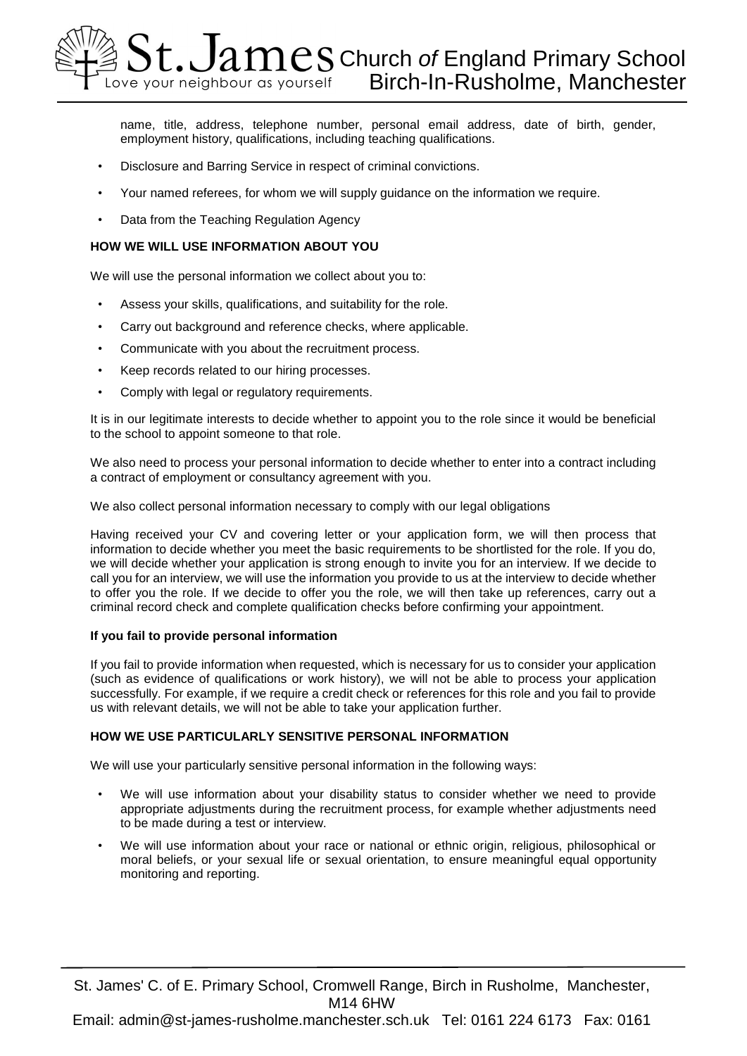name, title, address, telephone number, personal email address, date of birth, gender, employment history, qualifications, including teaching qualifications.

- Disclosure and Barring Service in respect of criminal convictions.
- Your named referees, for whom we will supply guidance on the information we require.
- Data from the Teaching Regulation Agency

**HOW WE WILL USE INFORMATION ABOUT YOU**

We will use the personal information we collect about you to:

- Assess your skills, qualifications, and suitability for the role.
- Carry out background and reference checks, where applicable.
- Communicate with you about the recruitment process.
- Keep records related to our hiring processes.
- Comply with legal or regulatory requirements.

It is in our legitimate interests to decide whether to appoint you to the role since it would be beneficial to the school to appoint someone to that role.

We also need to process your personal information to decide whether to enter into a contract including a contract of employment or consultancy agreement with you.

We also collect personal information necessary to comply with our legal obligations

Having received your CV and covering letter or your application form, we will then process that information to decide whether you meet the basic requirements to be shortlisted for the role. If you do, we will decide whether your application is strong enough to invite you for an interview. If we decide to call you for an interview, we will use the information you provide to us at the interview to decide whether to offer you the role. If we decide to offer you the role, we will then take up references, carry out a criminal record check and complete qualification checks before confirming your appointment.

**If you fail to provide personal information**

If you fail to provide information when requested, which is necessary for us to consider your application (such as evidence of qualifications or work history), we will not be able to process your application successfully. For example, if we require a credit check or references for this role and you fail to provide us with relevant details, we will not be able to take your application further.

**HOW WE USE PARTICULARLY SENSITIVE PERSONAL INFORMATION**

We will use your particularly sensitive personal information in the following ways:

- We will use information about your disability status to consider whether we need to provide appropriate adjustments during the recruitment process, for example whether adjustments need to be made during a test or interview.
- We will use information about your race or national or ethnic origin, religious, philosophical or moral beliefs, or your sexual life or sexual orientation, to ensure meaningful equal opportunity monitoring and reporting.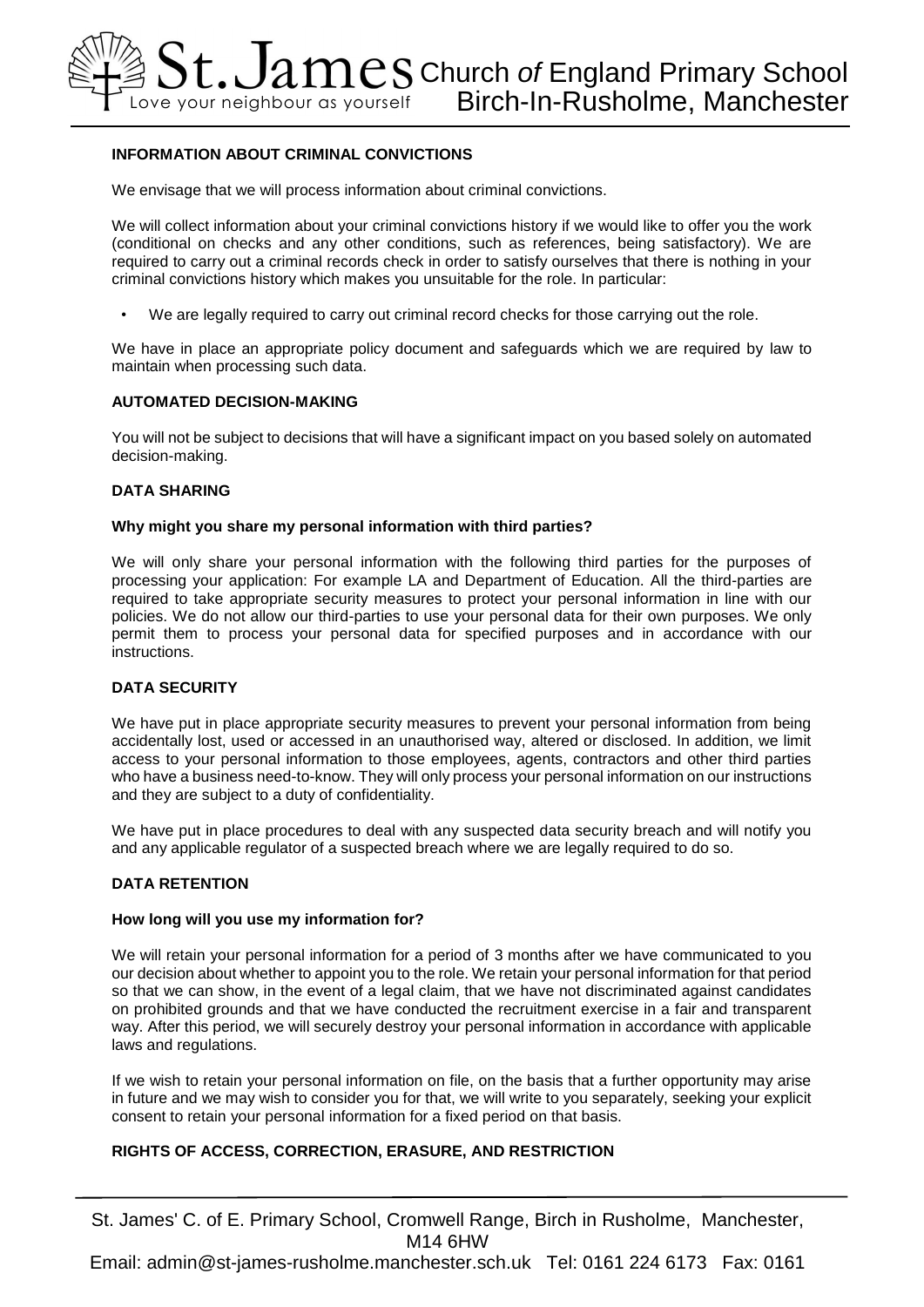## INFORMATION ABOUT CRIMINAL CONVICTIONS

We envisage that we will process information about criminal convictions.

We will collect information about your criminal convictions history if we would like to offer you the work (conditional on checks and any other conditions, such as references, being satisfactory). We are required to carry out a criminal records check in order to satisfy ourselves that there is nothing in your criminal convictions history which makes you unsuitable for the role. In particular:

- We are legally required to carry out criminal record checks for those carrying out the role.

We have in place an appropriate policy document and safeguards which we are required by law to maintain when processing such data.

## AUTOMATED DECISION-MAKING

You will not be subject to decisions that will have a significant impact on you based solely on automated decision-making.

## DATA SHARING

### Why might you share my personal information with third parties?

We will only share your personal information with the following third parties for the purposes of processing your application: For example LA and Department of Education. All the third-parties are required to take appropriate security measures to protect your personal information in line with our policies. We do not allow our third-parties to use your personal data for their own purposes. We only permit them to process your personal data for specified purposes and in accordance with our instructions.

## DATA SECURITY

We have put in place appropriate security measures to prevent your personal information from being accidentally lost, used or accessed in an unauthorised way, altered or disclosed. In addition, we limit access to your personal information to those employees, agents, contractors and other third parties who have a business need-to-know. They will only process your personal information on our instructions and they are subject to a duty of confidentiality.

We have put in place procedures to deal with any suspected data security breach and will notify you and any applicable regulator of a suspected breach where we are legally required to do so.

## DATA RETENTION

### How long will you use my information for?

We will retain your personal information for a period of 3 months after we have communicated to you our decision about whether to appoint you to the role. We retain your personal information for that period so that we can show, in the event of a legal claim, that we have not discriminated against candidates on prohibited grounds and that we have conducted the recruitment exercise in a fair and transparent way. After this period, we will securely destroy your personal information in accordance with applicable laws and regulations.

If we wish to retain your personal information on file, on the basis that a further opportunity may arise in future and we may wish to consider you for that, we will write to you separately, seeking your explicit consent to retain your personal information for a fixed period on that basis.

## RIGHTS OF ACCESS, CORRECTION, ERASURE, AND RESTRICTION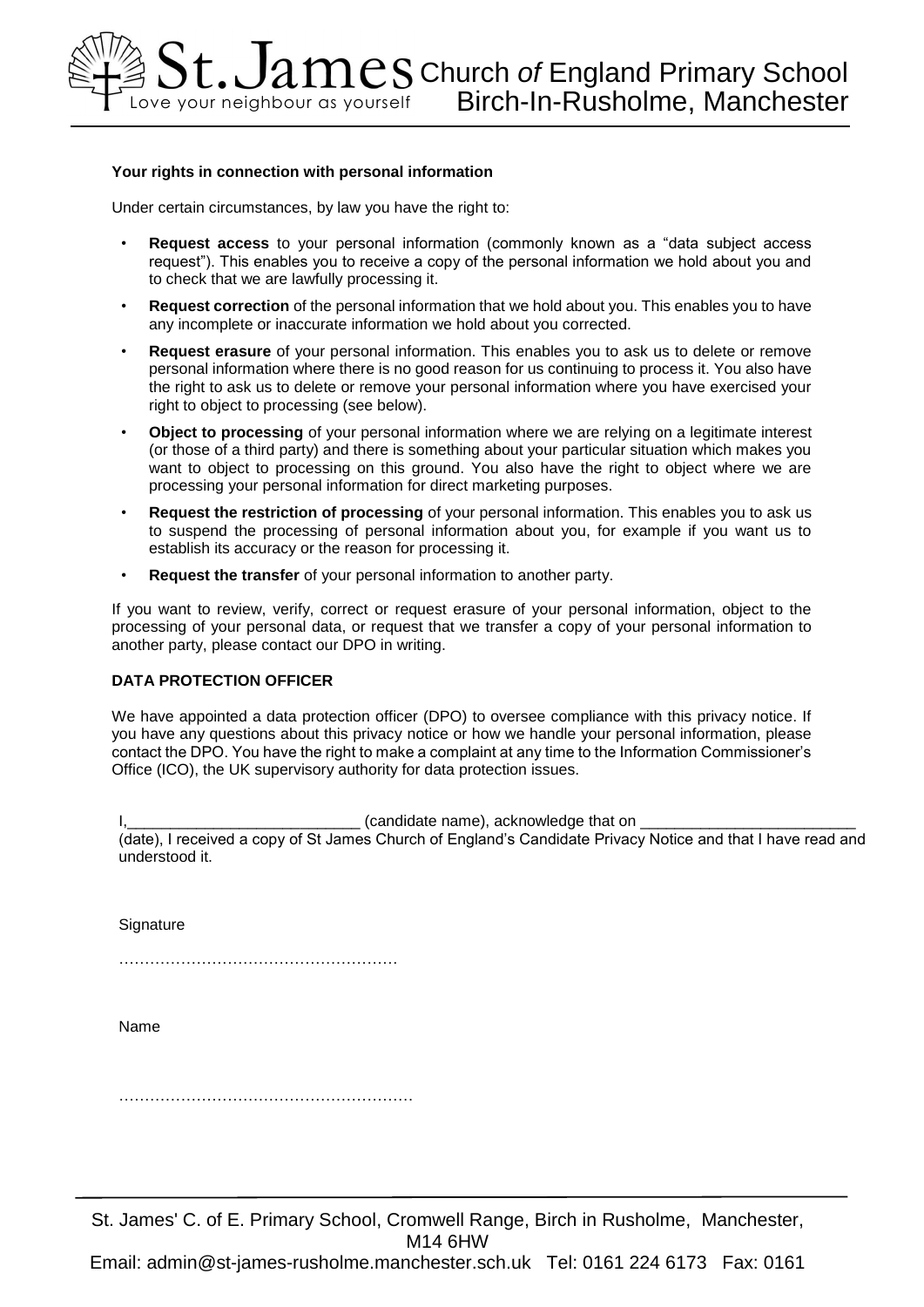**Your rights in connection with personal information**

Under certain circumstances, by law you have the right to:

- **Request access** to your personal information (commonly known as a "data subject access request"). This enables you to receive a copy of the personal information we hold about you and to check that we are lawfully processing it.
- **Request correction** of the personal information that we hold about you. This enables you to have any incomplete or inaccurate information we hold about you corrected.
- **Request erasure** of your personal information. This enables you to ask us to delete or remove personal information where there is no good reason for us continuing to process it. You also have the right to ask us to delete or remove your personal information where you have exercised your right to object to processing (see below).
- **Object to processing** of your personal information where we are relying on a legitimate interest (or those of a third party) and there is something about your particular situation which makes you want to object to processing on this ground. You also have the right to object where we are processing your personal information for direct marketing purposes.
- **Request the restriction of processing** of your personal information. This enables you to ask us to suspend the processing of personal information about you, for example if you want us to establish its accuracy or the reason for processing it.
- **Request the transfer** of your personal information to another party.

If you want to review, verify, correct or request erasure of your personal information, object to the processing of your personal data, or request that we transfer a copy of your personal information to another party, please contact our DPO in writing.

**DATA PROTECTION OFFICER**

We have appointed a data protection officer (DPO) to oversee compliance with this privacy notice. If you have any questions about this privacy notice or how we handle your personal information, please contact the DPO. You have the right to make a complaint at any time to the Information Commissioner's Office (ICO), the UK supervisory authority for data protection issues.

I,___________________________ (candidate name), acknowledge that on _________________________ (date), I received a copy of St James Church of England's Candidate Privacy Notice and that I have read and understood it.

Signature

………………………………………………

Name

…………………………………………………